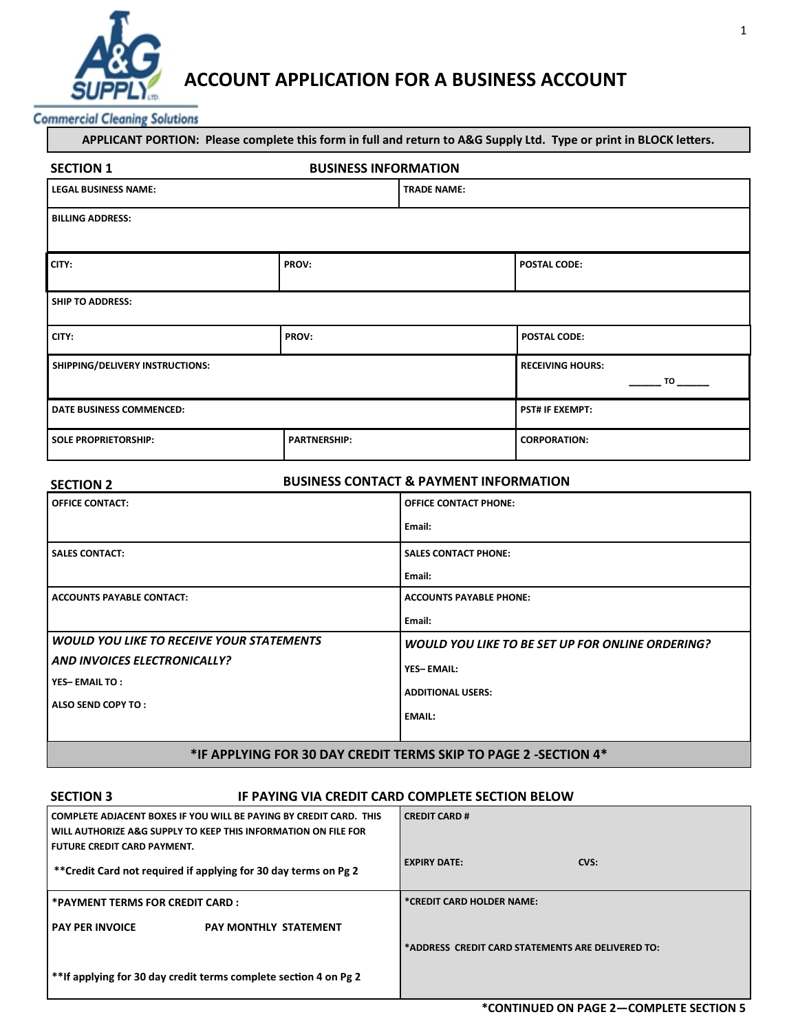# ACCOUNT APPLICATION FOR A BUSINESS ACCOUNT

**APPLICANT PORTION: Please complete this form in full and return to A&G Supply Ltd. Type or print in BLOCK letters.**

## SECTION 1 — BUSINESS INFORMATION

| LEGAL BUSINESS NAME: | | TRADE NAME: |
|---|---|---|
| BILLING ADDRESS: | | |
| CITY: | PROV: | POSTAL CODE: |
| SHIP TO ADDRESS: | | |
| CITY: | PROV: | POSTAL CODE: |
| SHIPPING/DELIVERY INSTRUCTIONS: | | RECEIVING HOURS: ______ TO ______ |
| DATE BUSINESS COMMENCED: | | PST# IF EXEMPT: |
| SOLE PROPRIETORSHIP: | PARTNERSHIP: | CORPORATION: |

## SECTION 2 — BUSINESS CONTACT & PAYMENT INFORMATION

| | |
|---|---|
| OFFICE CONTACT: | OFFICE CONTACT PHONE:<br>Email: |
| SALES CONTACT: | SALES CONTACT PHONE:<br>Email: |
| ACCOUNTS PAYABLE CONTACT: | ACCOUNTS PAYABLE PHONE:<br>Email: |
| ***WOULD YOU LIKE TO RECEIVE YOUR STATEMENTS AND INVOICES ELECTRONICALLY?***<br>YES– EMAIL TO :<br>ALSO SEND COPY TO : | ***WOULD YOU LIKE TO BE SET UP FOR ONLINE ORDERING?***<br>YES– EMAIL:<br>ADDITIONAL USERS:<br>EMAIL: |

**\*IF APPLYING FOR 30 DAY CREDIT TERMS SKIP TO PAGE 2 -SECTION 4\***

## SECTION 3 — IF PAYING VIA CREDIT CARD COMPLETE SECTION BELOW

| | |
|---|---|
| COMPLETE ADJACENT BOXES IF YOU WILL BE PAYING BY CREDIT CARD. THIS WILL AUTHORIZE A&G SUPPLY TO KEEP THIS INFORMATION ON FILE FOR FUTURE CREDIT CARD PAYMENT.<br>**Credit Card not required if applying for 30 day terms on Pg 2 | CREDIT CARD #<br>EXPIRY DATE: CVS: |
| *PAYMENT TERMS FOR CREDIT CARD :<br>PAY PER INVOICE PAY MONTHLY STATEMENT<br>**If applying for 30 day credit terms complete section 4 on Pg 2 | *CREDIT CARD HOLDER NAME:<br>*ADDRESS CREDIT CARD STATEMENTS ARE DELIVERED TO: |

**\*CONTINUED ON PAGE 2—COMPLETE SECTION 5**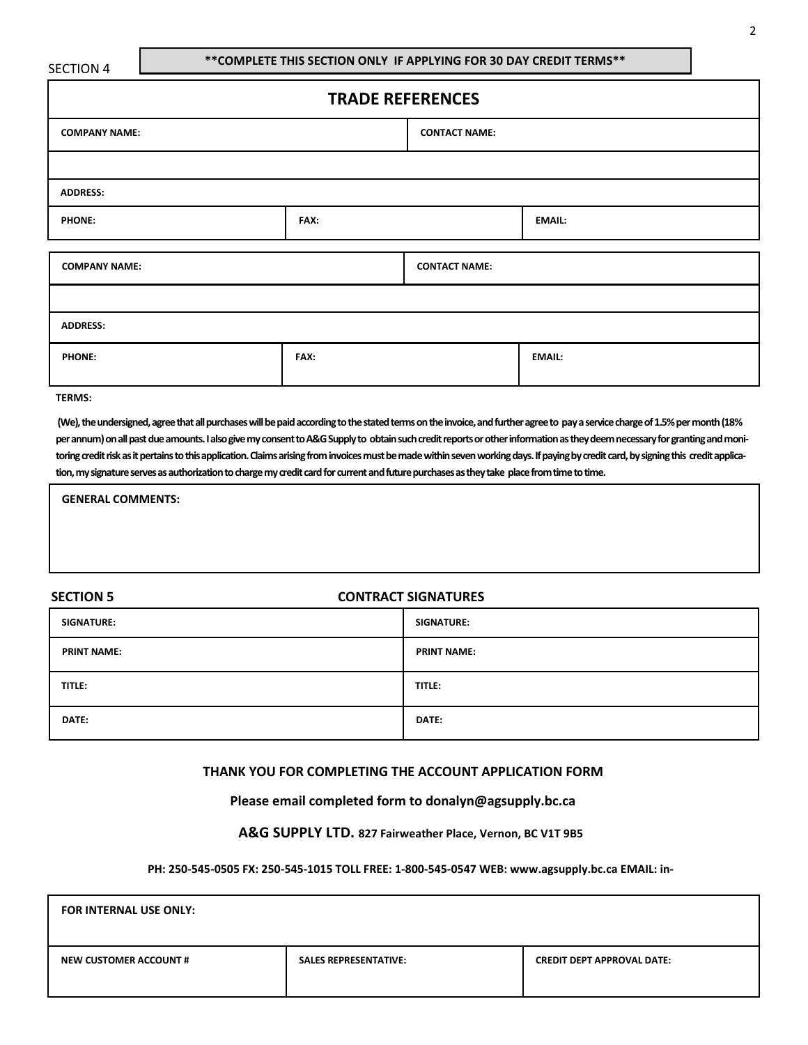SECTION 4

**\*\*COMPLETE THIS SECTION ONLY IF APPLYING FOR 30 DAY CREDIT TERMS\*\***

## TRADE REFERENCES

| | | |
|---|---|---|
| **COMPANY NAME:** | **CONTACT NAME:** | |
| | | |
| **ADDRESS:** | | |
| **PHONE:** | **FAX:** | **EMAIL:** |

| | | |
|---|---|---|
| **COMPANY NAME:** | **CONTACT NAME:** | |
| | | |
| **ADDRESS:** | | |
| **PHONE:** | **FAX:** | **EMAIL:** |

**TERMS:**

**(We), the undersigned, agree that all purchases will be paid according to the stated terms on the invoice, and further agree to pay a service charge of 1.5% per month (18% per annum) on all past due amounts. I also give my consent to A&G Supply to obtain such credit reports or other information as they deem necessary for granting and monitoring credit risk as it pertains to this application. Claims arising from invoices must be made within seven working days. If paying by credit card, by signing this credit application, my signature serves as authorization to charge my credit card for current and future purchases as they take place from time to time.**

**GENERAL COMMENTS:**

**SECTION 5** **CONTRACT SIGNATURES**

| | |
|---|---|
| **SIGNATURE:** | **SIGNATURE:** |
| **PRINT NAME:** | **PRINT NAME:** |
| **TITLE:** | **TITLE:** |
| **DATE:** | **DATE:** |

**THANK YOU FOR COMPLETING THE ACCOUNT APPLICATION FORM**

**Please email completed form to donalyn@agsupply.bc.ca**

**A&G SUPPLY LTD. 827 Fairweather Place, Vernon, BC V1T 9B5**

**PH: 250-545-0505 FX: 250-545-1015 TOLL FREE: 1-800-545-0547 WEB: www.agsupply.bc.ca EMAIL: in-**

| | | |
|---|---|---|
| **FOR INTERNAL USE ONLY:** | | |
| **NEW CUSTOMER ACCOUNT #** | **SALES REPRESENTATIVE:** | **CREDIT DEPT APPROVAL DATE:** |